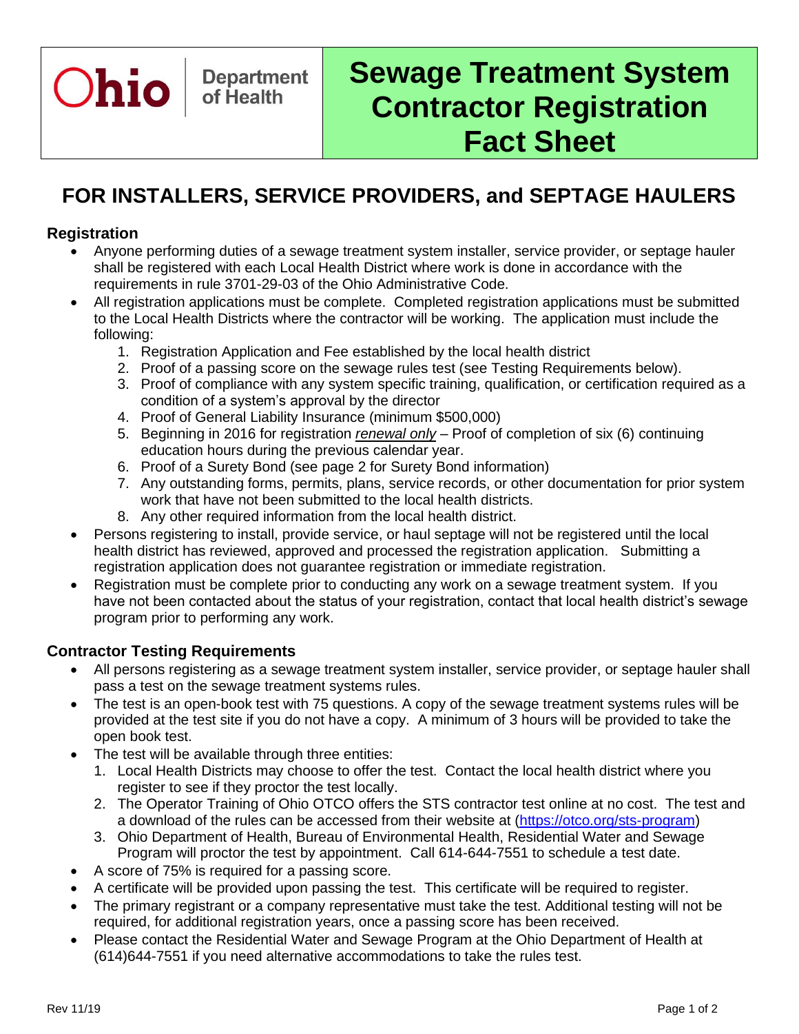Ohio Department of Health

# Sewage Treatment System Contractor Registration Fact Sheet

## FOR INSTALLERS, SERVICE PROVIDERS, and SEPTAGE HAULERS

### Registration

- Anyone performing duties of a sewage treatment system installer, service provider, or septage hauler shall be registered with each Local Health District where work is done in accordance with the requirements in rule 3701-29-03 of the Ohio Administrative Code.
- All registration applications must be complete. Completed registration applications must be submitted to the Local Health Districts where the contractor will be working. The application must include the following:
  1. Registration Application and Fee established by the local health district
  2. Proof of a passing score on the sewage rules test (see Testing Requirements below).
  3. Proof of compliance with any system specific training, qualification, or certification required as a condition of a system's approval by the director
  4. Proof of General Liability Insurance (minimum $500,000)
  5. Beginning in 2016 for registration *renewal only* – Proof of completion of six (6) continuing education hours during the previous calendar year.
  6. Proof of a Surety Bond (see page 2 for Surety Bond information)
  7. Any outstanding forms, permits, plans, service records, or other documentation for prior system work that have not been submitted to the local health districts.
  8. Any other required information from the local health district.
- Persons registering to install, provide service, or haul septage will not be registered until the local health district has reviewed, approved and processed the registration application. Submitting a registration application does not guarantee registration or immediate registration.
- Registration must be complete prior to conducting any work on a sewage treatment system. If you have not been contacted about the status of your registration, contact that local health district's sewage program prior to performing any work.

### Contractor Testing Requirements

- All persons registering as a sewage treatment system installer, service provider, or septage hauler shall pass a test on the sewage treatment systems rules.
- The test is an open-book test with 75 questions. A copy of the sewage treatment systems rules will be provided at the test site if you do not have a copy. A minimum of 3 hours will be provided to take the open book test.
- The test will be available through three entities:
  1. Local Health Districts may choose to offer the test. Contact the local health district where you register to see if they proctor the test locally.
  2. The Operator Training of Ohio OTCO offers the STS contractor test online at no cost. The test and a download of the rules can be accessed from their website at (https://otco.org/sts-program)
  3. Ohio Department of Health, Bureau of Environmental Health, Residential Water and Sewage Program will proctor the test by appointment. Call 614-644-7551 to schedule a test date.
- A score of 75% is required for a passing score.
- A certificate will be provided upon passing the test. This certificate will be required to register.
- The primary registrant or a company representative must take the test. Additional testing will not be required, for additional registration years, once a passing score has been received.
- Please contact the Residential Water and Sewage Program at the Ohio Department of Health at (614)644-7551 if you need alternative accommodations to take the rules test.

Rev 11/19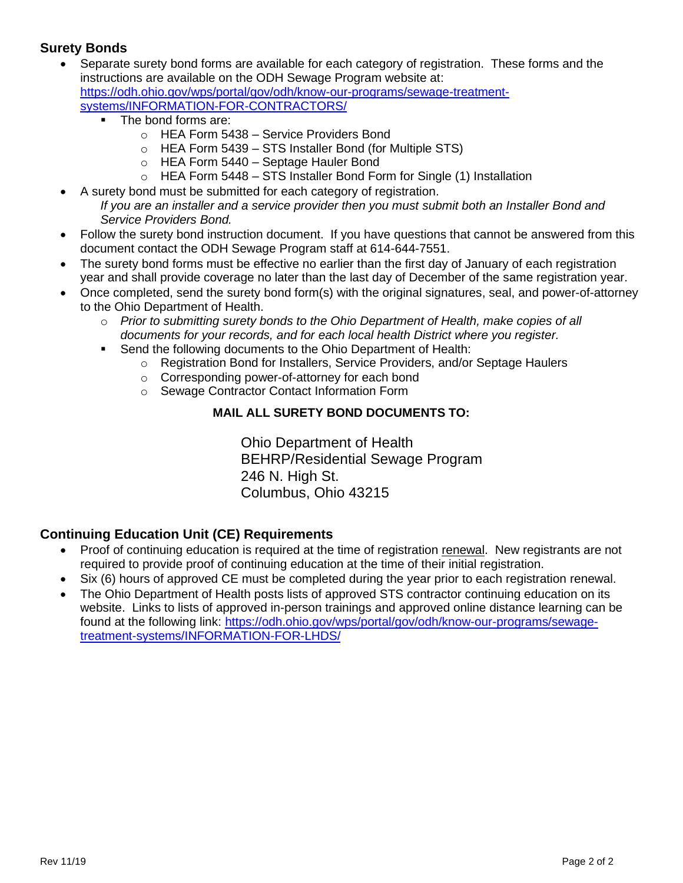## Surety Bonds

- Separate surety bond forms are available for each category of registration. These forms and the instructions are available on the ODH Sewage Program website at: [https://odh.ohio.gov/wps/portal/gov/odh/know-our-programs/sewage-treatment-systems/INFORMATION-FOR-CONTRACTORS/](https://odh.ohio.gov/wps/portal/gov/odh/know-our-programs/sewage-treatment-systems/INFORMATION-FOR-CONTRACTORS/)
  - The bond forms are:
    - HEA Form 5438 – Service Providers Bond
    - HEA Form 5439 – STS Installer Bond (for Multiple STS)
    - HEA Form 5440 – Septage Hauler Bond
    - HEA Form 5448 – STS Installer Bond Form for Single (1) Installation
- A surety bond must be submitted for each category of registration.
  *If you are an installer and a service provider then you must submit both an Installer Bond and Service Providers Bond.*
- Follow the surety bond instruction document. If you have questions that cannot be answered from this document contact the ODH Sewage Program staff at 614-644-7551.
- The surety bond forms must be effective no earlier than the first day of January of each registration year and shall provide coverage no later than the last day of December of the same registration year.
- Once completed, send the surety bond form(s) with the original signatures, seal, and power-of-attorney to the Ohio Department of Health.
  - *Prior to submitting surety bonds to the Ohio Department of Health, make copies of all documents for your records, and for each local health District where you register.*
  - Send the following documents to the Ohio Department of Health:
    - Registration Bond for Installers, Service Providers, and/or Septage Haulers
    - Corresponding power-of-attorney for each bond
    - Sewage Contractor Contact Information Form

**MAIL ALL SURETY BOND DOCUMENTS TO:**

Ohio Department of Health
BEHRP/Residential Sewage Program
246 N. High St.
Columbus, Ohio 43215

## Continuing Education Unit (CE) Requirements

- Proof of continuing education is required at the time of registration renewal. New registrants are not required to provide proof of continuing education at the time of their initial registration.
- Six (6) hours of approved CE must be completed during the year prior to each registration renewal.
- The Ohio Department of Health posts lists of approved STS contractor continuing education on its website. Links to lists of approved in-person trainings and approved online distance learning can be found at the following link: [https://odh.ohio.gov/wps/portal/gov/odh/know-our-programs/sewage-treatment-systems/INFORMATION-FOR-LHDS/](https://odh.ohio.gov/wps/portal/gov/odh/know-our-programs/sewage-treatment-systems/INFORMATION-FOR-LHDS/)

Rev 11/19